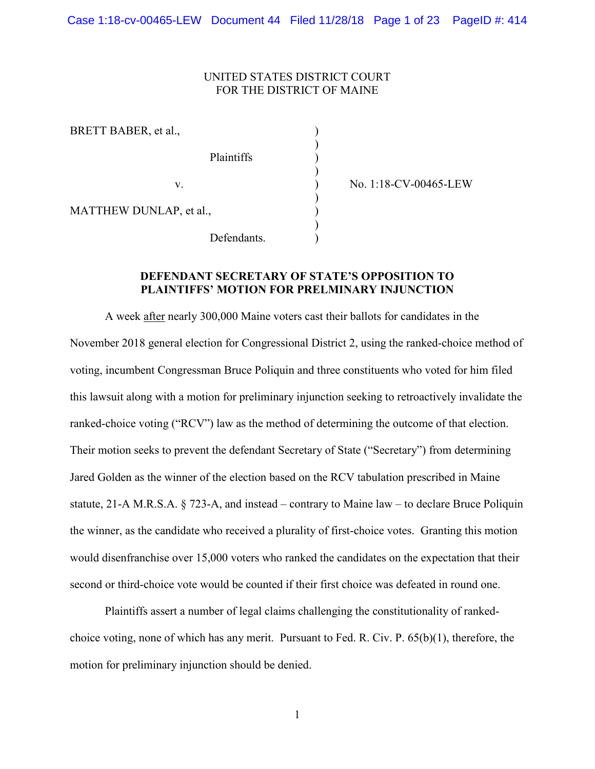UNITED STATES DISTRICT COURT
FOR THE DISTRICT OF MAINE

| | | |
|---|---|---|
| BRETT BABER, et al., | ) | |
| Plaintiffs | ) | |
| v. | ) | No. 1:18-CV-00465-LEW |
| MATTHEW DUNLAP, et al., | ) | |
| Defendants. | ) | |

**DEFENDANT SECRETARY OF STATE'S OPPOSITION TO PLAINTIFFS' MOTION FOR PRELMINARY INJUNCTION**

A week after nearly 300,000 Maine voters cast their ballots for candidates in the November 2018 general election for Congressional District 2, using the ranked-choice method of voting, incumbent Congressman Bruce Poliquin and three constituents who voted for him filed this lawsuit along with a motion for preliminary injunction seeking to retroactively invalidate the ranked-choice voting ("RCV") law as the method of determining the outcome of that election. Their motion seeks to prevent the defendant Secretary of State ("Secretary") from determining Jared Golden as the winner of the election based on the RCV tabulation prescribed in Maine statute, 21-A M.R.S.A. § 723-A, and instead – contrary to Maine law – to declare Bruce Poliquin the winner, as the candidate who received a plurality of first-choice votes. Granting this motion would disenfranchise over 15,000 voters who ranked the candidates on the expectation that their second or third-choice vote would be counted if their first choice was defeated in round one.

Plaintiffs assert a number of legal claims challenging the constitutionality of ranked-choice voting, none of which has any merit. Pursuant to Fed. R. Civ. P. 65(b)(1), therefore, the motion for preliminary injunction should be denied.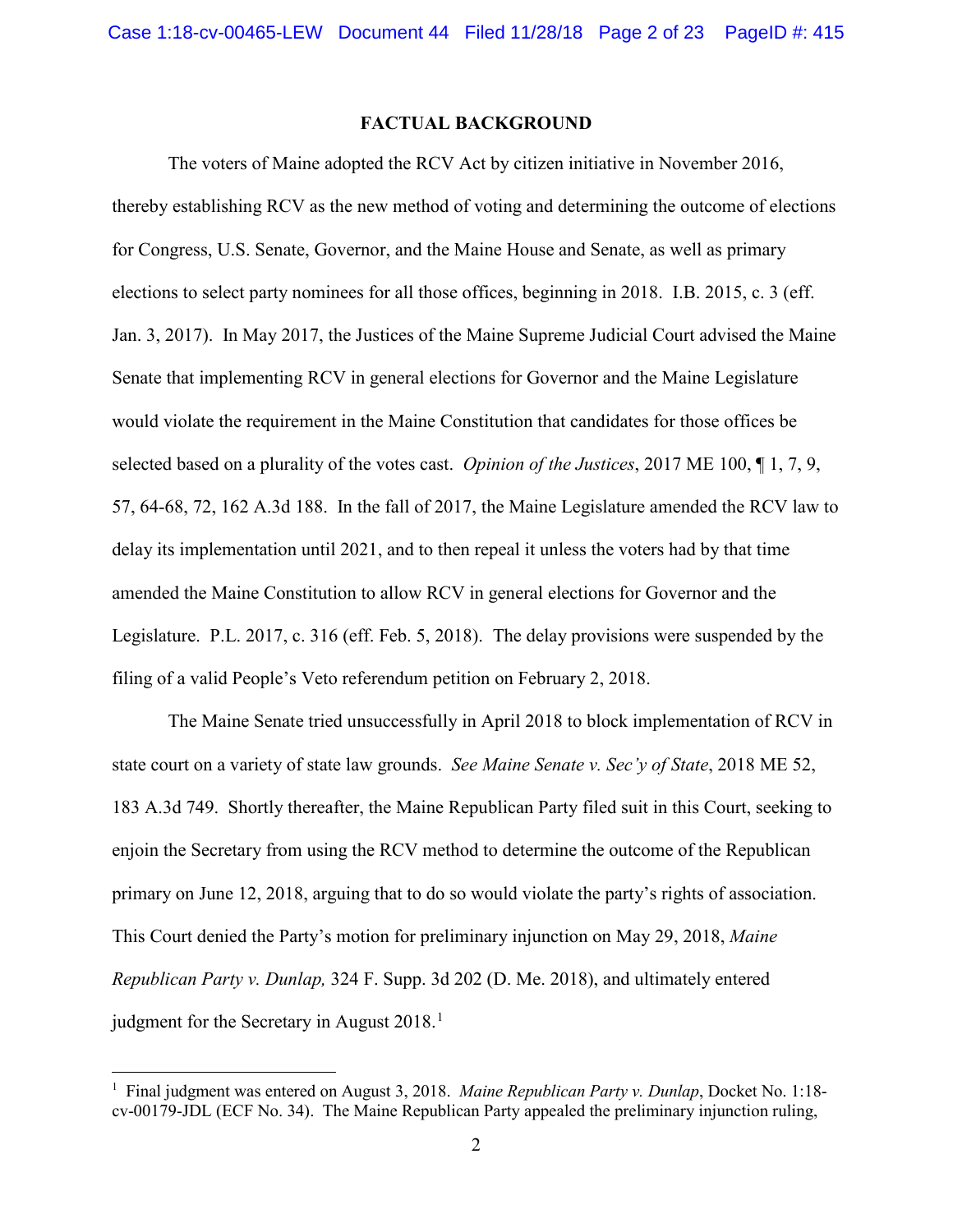## FACTUAL BACKGROUND

The voters of Maine adopted the RCV Act by citizen initiative in November 2016, thereby establishing RCV as the new method of voting and determining the outcome of elections for Congress, U.S. Senate, Governor, and the Maine House and Senate, as well as primary elections to select party nominees for all those offices, beginning in 2018. I.B. 2015, c. 3 (eff. Jan. 3, 2017). In May 2017, the Justices of the Maine Supreme Judicial Court advised the Maine Senate that implementing RCV in general elections for Governor and the Maine Legislature would violate the requirement in the Maine Constitution that candidates for those offices be selected based on a plurality of the votes cast. *Opinion of the Justices*, 2017 ME 100, ¶ 1, 7, 9, 57, 64-68, 72, 162 A.3d 188. In the fall of 2017, the Maine Legislature amended the RCV law to delay its implementation until 2021, and to then repeal it unless the voters had by that time amended the Maine Constitution to allow RCV in general elections for Governor and the Legislature. P.L. 2017, c. 316 (eff. Feb. 5, 2018). The delay provisions were suspended by the filing of a valid People's Veto referendum petition on February 2, 2018.

The Maine Senate tried unsuccessfully in April 2018 to block implementation of RCV in state court on a variety of state law grounds. *See Maine Senate v. Sec'y of State*, 2018 ME 52, 183 A.3d 749. Shortly thereafter, the Maine Republican Party filed suit in this Court, seeking to enjoin the Secretary from using the RCV method to determine the outcome of the Republican primary on June 12, 2018, arguing that to do so would violate the party's rights of association. This Court denied the Party's motion for preliminary injunction on May 29, 2018, *Maine Republican Party v. Dunlap,* 324 F. Supp. 3d 202 (D. Me. 2018), and ultimately entered judgment for the Secretary in August 2018.[1]

---

[1] Final judgment was entered on August 3, 2018. *Maine Republican Party v. Dunlap*, Docket No. 1:18-cv-00179-JDL (ECF No. 34). The Maine Republican Party appealed the preliminary injunction ruling,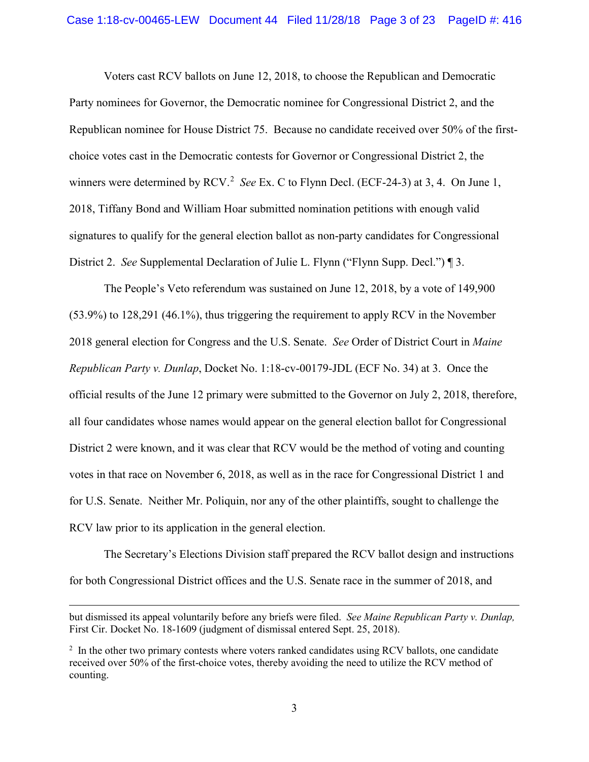Voters cast RCV ballots on June 12, 2018, to choose the Republican and Democratic Party nominees for Governor, the Democratic nominee for Congressional District 2, and the Republican nominee for House District 75. Because no candidate received over 50% of the first-choice votes cast in the Democratic contests for Governor or Congressional District 2, the winners were determined by RCV.[2] *See* Ex. C to Flynn Decl. (ECF-24-3) at 3, 4. On June 1, 2018, Tiffany Bond and William Hoar submitted nomination petitions with enough valid signatures to qualify for the general election ballot as non-party candidates for Congressional District 2. *See* Supplemental Declaration of Julie L. Flynn ("Flynn Supp. Decl.") ¶ 3.

The People's Veto referendum was sustained on June 12, 2018, by a vote of 149,900 (53.9%) to 128,291 (46.1%), thus triggering the requirement to apply RCV in the November 2018 general election for Congress and the U.S. Senate. *See* Order of District Court in *Maine Republican Party v. Dunlap*, Docket No. 1:18-cv-00179-JDL (ECF No. 34) at 3. Once the official results of the June 12 primary were submitted to the Governor on July 2, 2018, therefore, all four candidates whose names would appear on the general election ballot for Congressional District 2 were known, and it was clear that RCV would be the method of voting and counting votes in that race on November 6, 2018, as well as in the race for Congressional District 1 and for U.S. Senate. Neither Mr. Poliquin, nor any of the other plaintiffs, sought to challenge the RCV law prior to its application in the general election.

The Secretary's Elections Division staff prepared the RCV ballot design and instructions for both Congressional District offices and the U.S. Senate race in the summer of 2018, and

---

but dismissed its appeal voluntarily before any briefs were filed. *See Maine Republican Party v. Dunlap,* First Cir. Docket No. 18-1609 (judgment of dismissal entered Sept. 25, 2018).

[2] In the other two primary contests where voters ranked candidates using RCV ballots, one candidate received over 50% of the first-choice votes, thereby avoiding the need to utilize the RCV method of counting.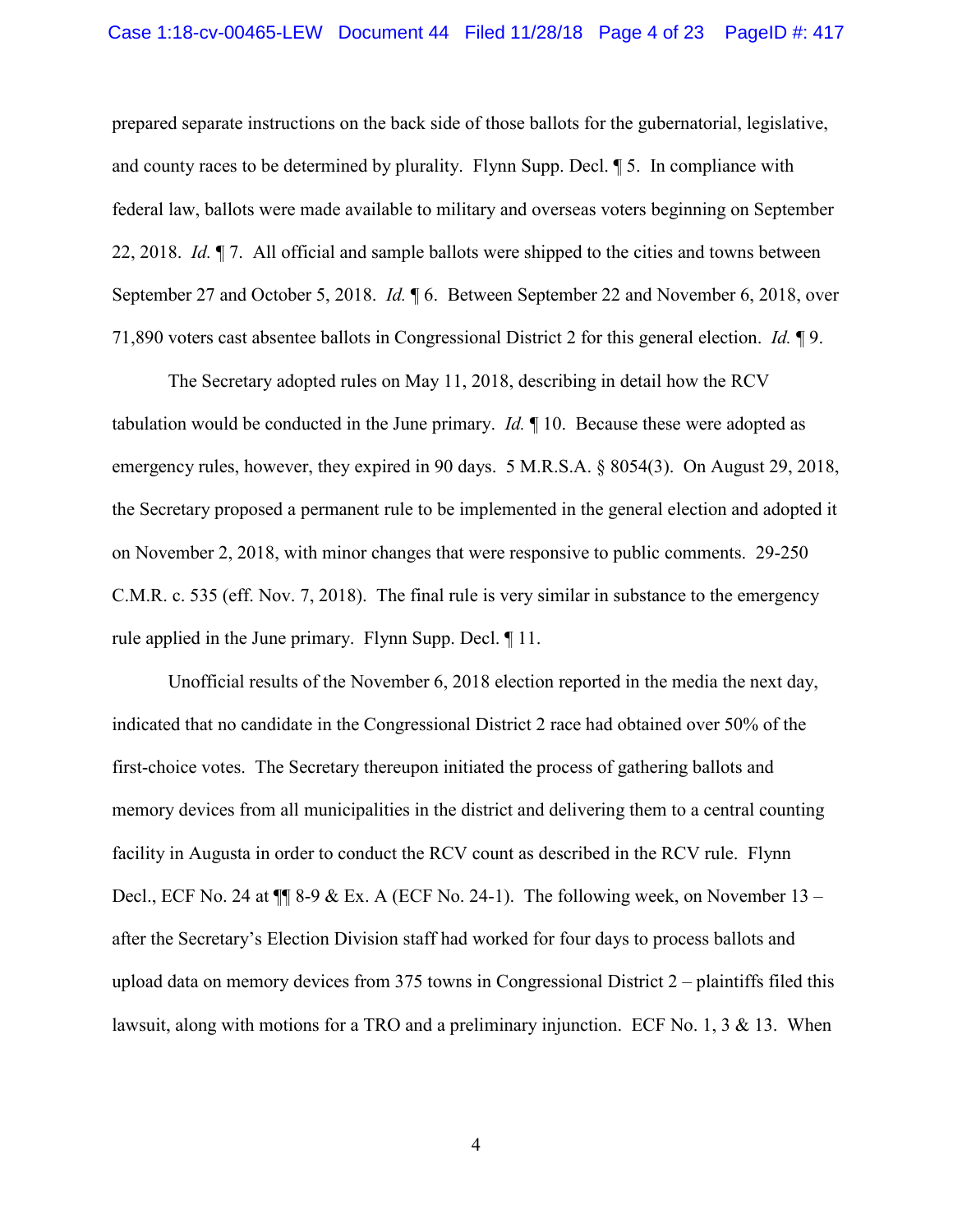prepared separate instructions on the back side of those ballots for the gubernatorial, legislative, and county races to be determined by plurality. Flynn Supp. Decl. ¶ 5. In compliance with federal law, ballots were made available to military and overseas voters beginning on September 22, 2018. *Id.* ¶ 7. All official and sample ballots were shipped to the cities and towns between September 27 and October 5, 2018. *Id.* ¶ 6. Between September 22 and November 6, 2018, over 71,890 voters cast absentee ballots in Congressional District 2 for this general election. *Id.* ¶ 9.

The Secretary adopted rules on May 11, 2018, describing in detail how the RCV tabulation would be conducted in the June primary. *Id.* ¶ 10. Because these were adopted as emergency rules, however, they expired in 90 days. 5 M.R.S.A. § 8054(3). On August 29, 2018, the Secretary proposed a permanent rule to be implemented in the general election and adopted it on November 2, 2018, with minor changes that were responsive to public comments. 29-250 C.M.R. c. 535 (eff. Nov. 7, 2018). The final rule is very similar in substance to the emergency rule applied in the June primary. Flynn Supp. Decl. ¶ 11.

Unofficial results of the November 6, 2018 election reported in the media the next day, indicated that no candidate in the Congressional District 2 race had obtained over 50% of the first-choice votes. The Secretary thereupon initiated the process of gathering ballots and memory devices from all municipalities in the district and delivering them to a central counting facility in Augusta in order to conduct the RCV count as described in the RCV rule. Flynn Decl., ECF No. 24 at ¶¶ 8-9 & Ex. A (ECF No. 24-1). The following week, on November 13 – after the Secretary's Election Division staff had worked for four days to process ballots and upload data on memory devices from 375 towns in Congressional District 2 – plaintiffs filed this lawsuit, along with motions for a TRO and a preliminary injunction. ECF No. 1, 3 & 13. When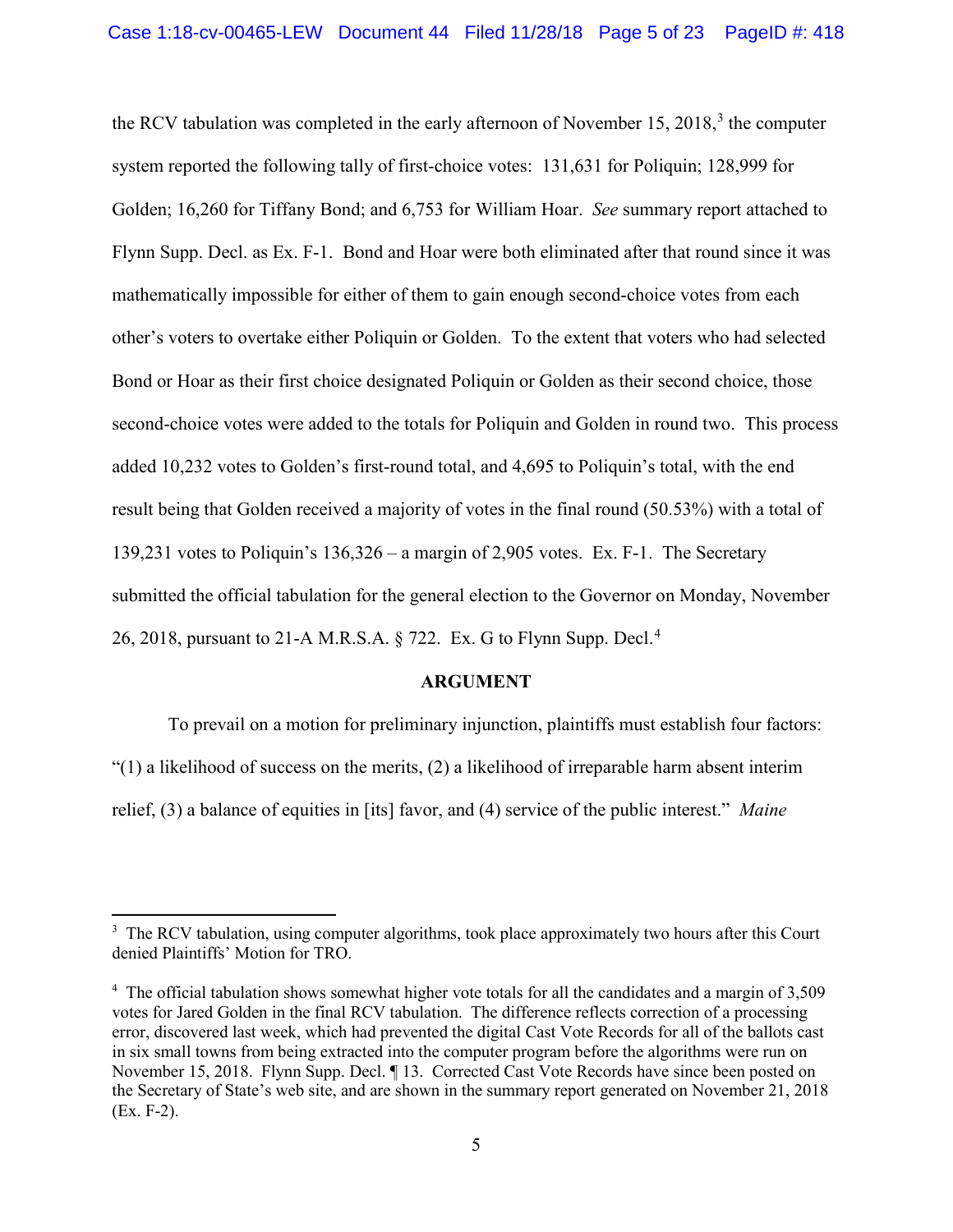the RCV tabulation was completed in the early afternoon of November 15, 2018,[3] the computer system reported the following tally of first-choice votes: 131,631 for Poliquin; 128,999 for Golden; 16,260 for Tiffany Bond; and 6,753 for William Hoar. *See* summary report attached to Flynn Supp. Decl. as Ex. F-1. Bond and Hoar were both eliminated after that round since it was mathematically impossible for either of them to gain enough second-choice votes from each other's voters to overtake either Poliquin or Golden. To the extent that voters who had selected Bond or Hoar as their first choice designated Poliquin or Golden as their second choice, those second-choice votes were added to the totals for Poliquin and Golden in round two. This process added 10,232 votes to Golden's first-round total, and 4,695 to Poliquin's total, with the end result being that Golden received a majority of votes in the final round (50.53%) with a total of 139,231 votes to Poliquin's 136,326 – a margin of 2,905 votes. Ex. F-1. The Secretary submitted the official tabulation for the general election to the Governor on Monday, November 26, 2018, pursuant to 21-A M.R.S.A. § 722. Ex. G to Flynn Supp. Decl.[4]

## ARGUMENT

To prevail on a motion for preliminary injunction, plaintiffs must establish four factors: "(1) a likelihood of success on the merits, (2) a likelihood of irreparable harm absent interim relief, (3) a balance of equities in [its] favor, and (4) service of the public interest." *Maine*

---

[3] The RCV tabulation, using computer algorithms, took place approximately two hours after this Court denied Plaintiffs' Motion for TRO.

[4] The official tabulation shows somewhat higher vote totals for all the candidates and a margin of 3,509 votes for Jared Golden in the final RCV tabulation. The difference reflects correction of a processing error, discovered last week, which had prevented the digital Cast Vote Records for all of the ballots cast in six small towns from being extracted into the computer program before the algorithms were run on November 15, 2018. Flynn Supp. Decl. ¶ 13. Corrected Cast Vote Records have since been posted on the Secretary of State's web site, and are shown in the summary report generated on November 21, 2018 (Ex. F-2).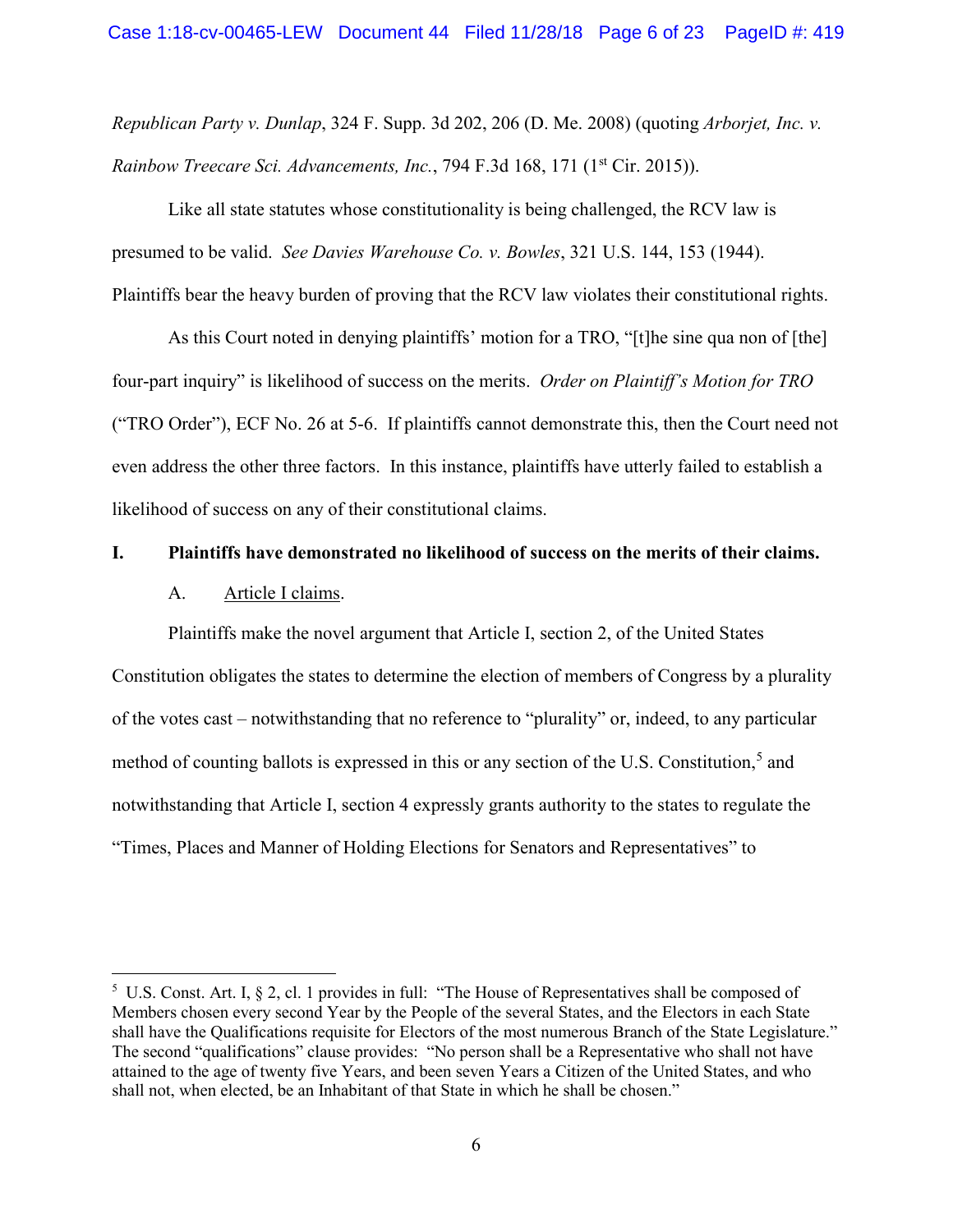*Republican Party v. Dunlap*, 324 F. Supp. 3d 202, 206 (D. Me. 2008) (quoting *Arborjet, Inc. v. Rainbow Treecare Sci. Advancements, Inc.*, 794 F.3d 168, 171 (1st Cir. 2015)).

Like all state statutes whose constitutionality is being challenged, the RCV law is presumed to be valid. *See Davies Warehouse Co. v. Bowles*, 321 U.S. 144, 153 (1944). Plaintiffs bear the heavy burden of proving that the RCV law violates their constitutional rights.

As this Court noted in denying plaintiffs' motion for a TRO, "[t]he sine qua non of [the] four-part inquiry" is likelihood of success on the merits. *Order on Plaintiff's Motion for TRO* ("TRO Order"), ECF No. 26 at 5-6. If plaintiffs cannot demonstrate this, then the Court need not even address the other three factors. In this instance, plaintiffs have utterly failed to establish a likelihood of success on any of their constitutional claims.

**I. Plaintiffs have demonstrated no likelihood of success on the merits of their claims.**

A. Article I claims.

Plaintiffs make the novel argument that Article I, section 2, of the United States Constitution obligates the states to determine the election of members of Congress by a plurality of the votes cast – notwithstanding that no reference to "plurality" or, indeed, to any particular method of counting ballots is expressed in this or any section of the U.S. Constitution,[5] and notwithstanding that Article I, section 4 expressly grants authority to the states to regulate the "Times, Places and Manner of Holding Elections for Senators and Representatives" to

---

[5] U.S. Const. Art. I, § 2, cl. 1 provides in full: "The House of Representatives shall be composed of Members chosen every second Year by the People of the several States, and the Electors in each State shall have the Qualifications requisite for Electors of the most numerous Branch of the State Legislature." The second "qualifications" clause provides: "No person shall be a Representative who shall not have attained to the age of twenty five Years, and been seven Years a Citizen of the United States, and who shall not, when elected, be an Inhabitant of that State in which he shall be chosen."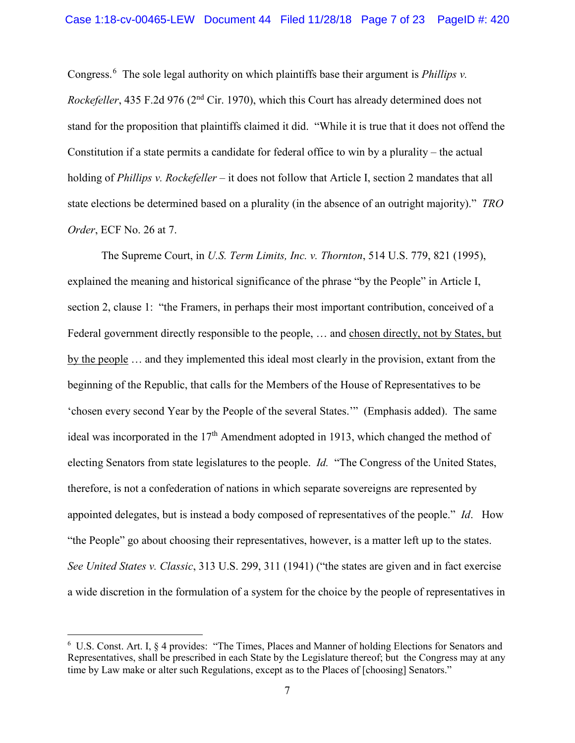Congress.[6] The sole legal authority on which plaintiffs base their argument is *Phillips v. Rockefeller*, 435 F.2d 976 (2nd Cir. 1970), which this Court has already determined does not stand for the proposition that plaintiffs claimed it did. "While it is true that it does not offend the Constitution if a state permits a candidate for federal office to win by a plurality – the actual holding of *Phillips v. Rockefeller* – it does not follow that Article I, section 2 mandates that all state elections be determined based on a plurality (in the absence of an outright majority)." *TRO Order*, ECF No. 26 at 7.

The Supreme Court, in *U.S. Term Limits, Inc. v. Thornton*, 514 U.S. 779, 821 (1995), explained the meaning and historical significance of the phrase "by the People" in Article I, section 2, clause 1: "the Framers, in perhaps their most important contribution, conceived of a Federal government directly responsible to the people, … and <u>chosen directly, not by States, but by the people</u> … and they implemented this ideal most clearly in the provision, extant from the beginning of the Republic, that calls for the Members of the House of Representatives to be 'chosen every second Year by the People of the several States.'" (Emphasis added). The same ideal was incorporated in the 17th Amendment adopted in 1913, which changed the method of electing Senators from state legislatures to the people. *Id.* "The Congress of the United States, therefore, is not a confederation of nations in which separate sovereigns are represented by appointed delegates, but is instead a body composed of representatives of the people." *Id*. How "the People" go about choosing their representatives, however, is a matter left up to the states. *See United States v. Classic*, 313 U.S. 299, 311 (1941) ("the states are given and in fact exercise a wide discretion in the formulation of a system for the choice by the people of representatives in

---

[6] U.S. Const. Art. I, § 4 provides: "The Times, Places and Manner of holding Elections for Senators and Representatives, shall be prescribed in each State by the Legislature thereof; but the Congress may at any time by Law make or alter such Regulations, except as to the Places of [choosing] Senators."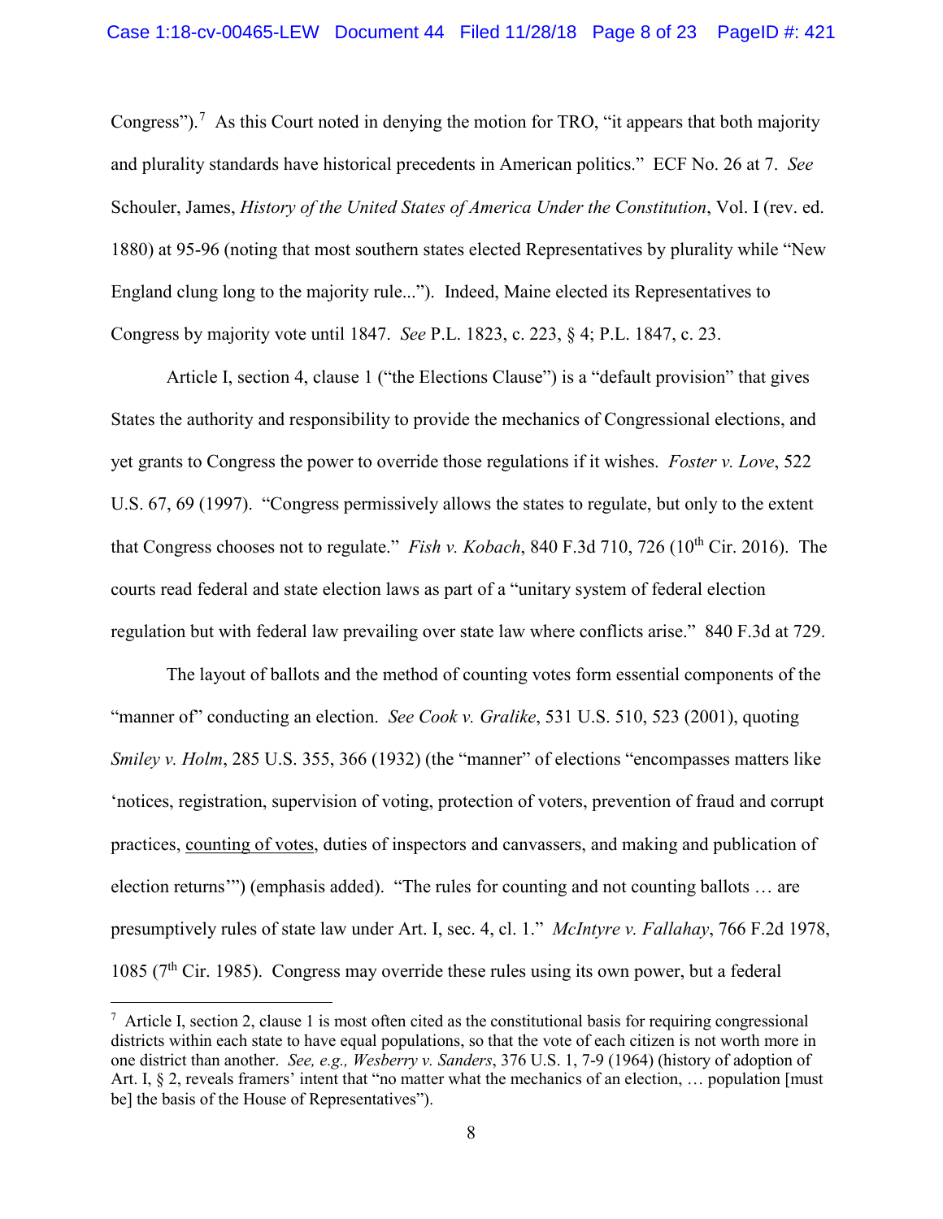Congress").[7] As this Court noted in denying the motion for TRO, "it appears that both majority and plurality standards have historical precedents in American politics." ECF No. 26 at 7. *See* Schouler, James, *History of the United States of America Under the Constitution*, Vol. I (rev. ed. 1880) at 95-96 (noting that most southern states elected Representatives by plurality while "New England clung long to the majority rule..."). Indeed, Maine elected its Representatives to Congress by majority vote until 1847. *See* P.L. 1823, c. 223, § 4; P.L. 1847, c. 23.

Article I, section 4, clause 1 ("the Elections Clause") is a "default provision" that gives States the authority and responsibility to provide the mechanics of Congressional elections, and yet grants to Congress the power to override those regulations if it wishes. *Foster v. Love*, 522 U.S. 67, 69 (1997). "Congress permissively allows the states to regulate, but only to the extent that Congress chooses not to regulate." *Fish v. Kobach*, 840 F.3d 710, 726 (10th Cir. 2016). The courts read federal and state election laws as part of a "unitary system of federal election regulation but with federal law prevailing over state law where conflicts arise." 840 F.3d at 729.

The layout of ballots and the method of counting votes form essential components of the "manner of" conducting an election. *See Cook v. Gralike*, 531 U.S. 510, 523 (2001), quoting *Smiley v. Holm*, 285 U.S. 355, 366 (1932) (the "manner" of elections "encompasses matters like 'notices, registration, supervision of voting, protection of voters, prevention of fraud and corrupt practices, <u>counting of votes</u>, duties of inspectors and canvassers, and making and publication of election returns'") (emphasis added). "The rules for counting and not counting ballots … are presumptively rules of state law under Art. I, sec. 4, cl. 1." *McIntyre v. Fallahay*, 766 F.2d 1978, 1085 (7th Cir. 1985). Congress may override these rules using its own power, but a federal

---

[7] Article I, section 2, clause 1 is most often cited as the constitutional basis for requiring congressional districts within each state to have equal populations, so that the vote of each citizen is not worth more in one district than another. *See, e.g., Wesberry v. Sanders*, 376 U.S. 1, 7-9 (1964) (history of adoption of Art. I, § 2, reveals framers' intent that "no matter what the mechanics of an election, … population [must be] the basis of the House of Representatives").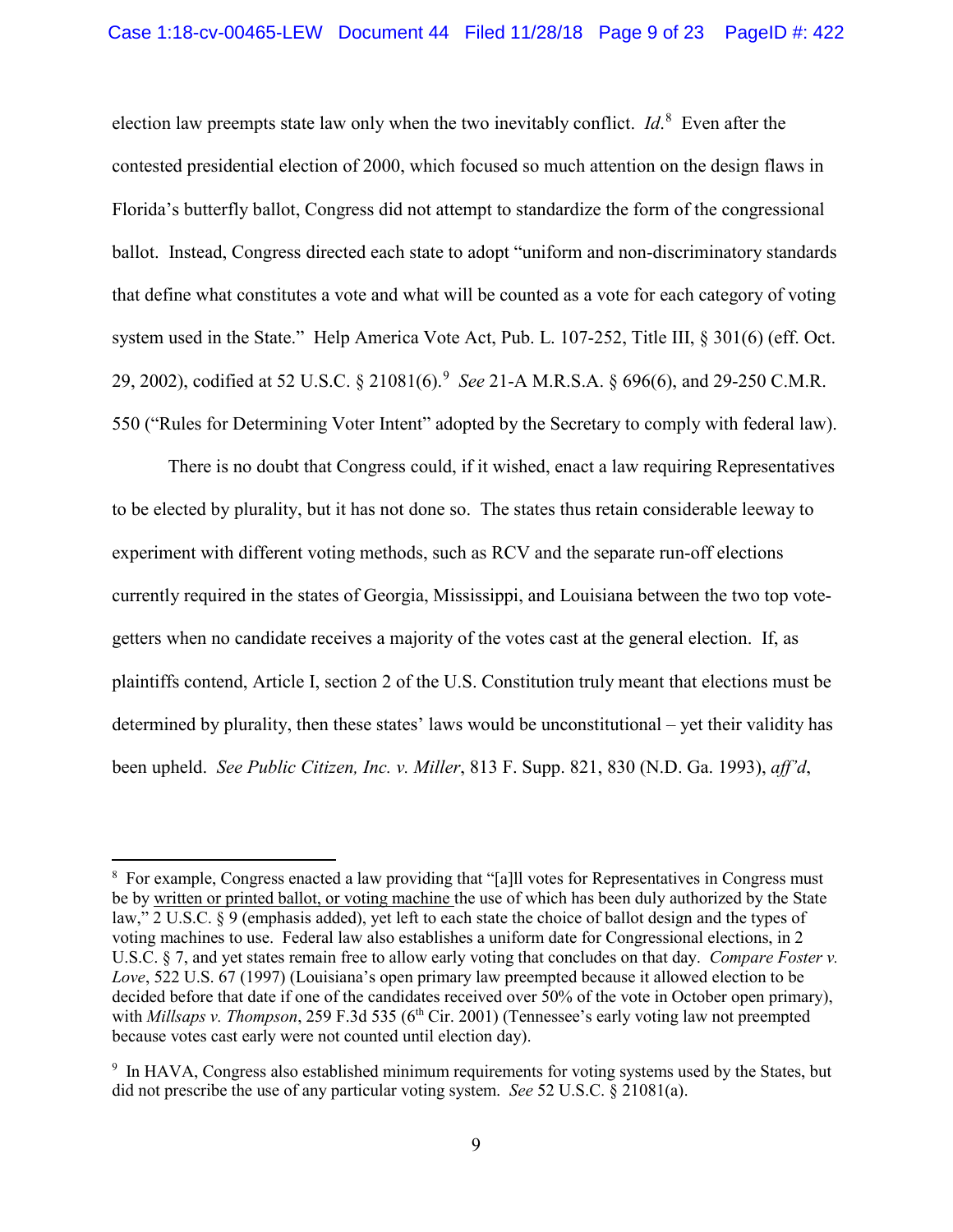election law preempts state law only when the two inevitably conflict. *Id*.[8] Even after the contested presidential election of 2000, which focused so much attention on the design flaws in Florida's butterfly ballot, Congress did not attempt to standardize the form of the congressional ballot. Instead, Congress directed each state to adopt "uniform and non-discriminatory standards that define what constitutes a vote and what will be counted as a vote for each category of voting system used in the State." Help America Vote Act, Pub. L. 107-252, Title III, § 301(6) (eff. Oct. 29, 2002), codified at 52 U.S.C. § 21081(6).[9] *See* 21-A M.R.S.A. § 696(6), and 29-250 C.M.R. 550 ("Rules for Determining Voter Intent" adopted by the Secretary to comply with federal law).

There is no doubt that Congress could, if it wished, enact a law requiring Representatives to be elected by plurality, but it has not done so. The states thus retain considerable leeway to experiment with different voting methods, such as RCV and the separate run-off elections currently required in the states of Georgia, Mississippi, and Louisiana between the two top vote-getters when no candidate receives a majority of the votes cast at the general election. If, as plaintiffs contend, Article I, section 2 of the U.S. Constitution truly meant that elections must be determined by plurality, then these states' laws would be unconstitutional – yet their validity has been upheld. *See Public Citizen, Inc. v. Miller*, 813 F. Supp. 821, 830 (N.D. Ga. 1993), *aff'd*,

---

[8] For example, Congress enacted a law providing that "[a]ll votes for Representatives in Congress must be by written or printed ballot, or voting machine the use of which has been duly authorized by the State law," 2 U.S.C. § 9 (emphasis added), yet left to each state the choice of ballot design and the types of voting machines to use. Federal law also establishes a uniform date for Congressional elections, in 2 U.S.C. § 7, and yet states remain free to allow early voting that concludes on that day. *Compare Foster v. Love*, 522 U.S. 67 (1997) (Louisiana's open primary law preempted because it allowed election to be decided before that date if one of the candidates received over 50% of the vote in October open primary), with *Millsaps v. Thompson*, 259 F.3d 535 (6th Cir. 2001) (Tennessee's early voting law not preempted because votes cast early were not counted until election day).

[9] In HAVA, Congress also established minimum requirements for voting systems used by the States, but did not prescribe the use of any particular voting system. *See* 52 U.S.C. § 21081(a).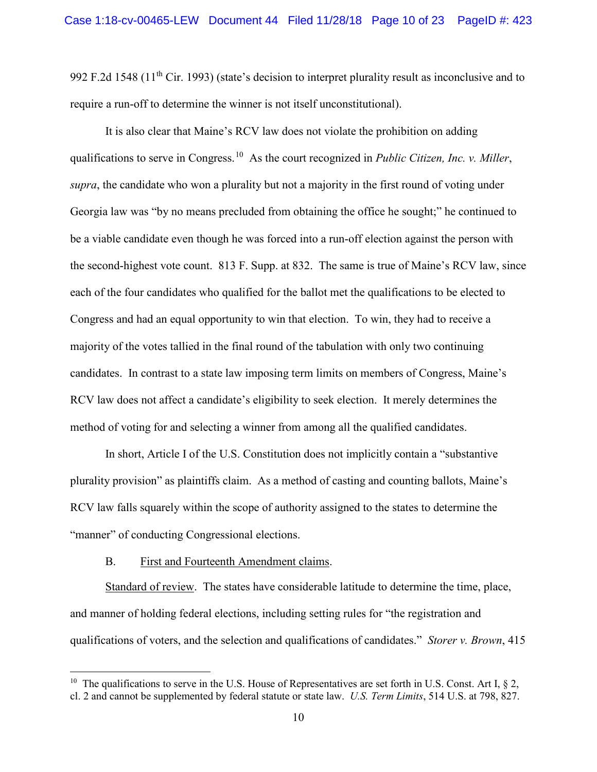992 F.2d 1548 (11th Cir. 1993) (state's decision to interpret plurality result as inconclusive and to require a run-off to determine the winner is not itself unconstitutional).

It is also clear that Maine's RCV law does not violate the prohibition on adding qualifications to serve in Congress.[10] As the court recognized in *Public Citizen, Inc. v. Miller*, *supra*, the candidate who won a plurality but not a majority in the first round of voting under Georgia law was "by no means precluded from obtaining the office he sought;" he continued to be a viable candidate even though he was forced into a run-off election against the person with the second-highest vote count. 813 F. Supp. at 832. The same is true of Maine's RCV law, since each of the four candidates who qualified for the ballot met the qualifications to be elected to Congress and had an equal opportunity to win that election. To win, they had to receive a majority of the votes tallied in the final round of the tabulation with only two continuing candidates. In contrast to a state law imposing term limits on members of Congress, Maine's RCV law does not affect a candidate's eligibility to seek election. It merely determines the method of voting for and selecting a winner from among all the qualified candidates.

In short, Article I of the U.S. Constitution does not implicitly contain a "substantive plurality provision" as plaintiffs claim. As a method of casting and counting ballots, Maine's RCV law falls squarely within the scope of authority assigned to the states to determine the "manner" of conducting Congressional elections.

B. First and Fourteenth Amendment claims.

Standard of review. The states have considerable latitude to determine the time, place, and manner of holding federal elections, including setting rules for "the registration and qualifications of voters, and the selection and qualifications of candidates." *Storer v. Brown*, 415

---

[10] The qualifications to serve in the U.S. House of Representatives are set forth in U.S. Const. Art I, § 2, cl. 2 and cannot be supplemented by federal statute or state law. *U.S. Term Limits*, 514 U.S. at 798, 827.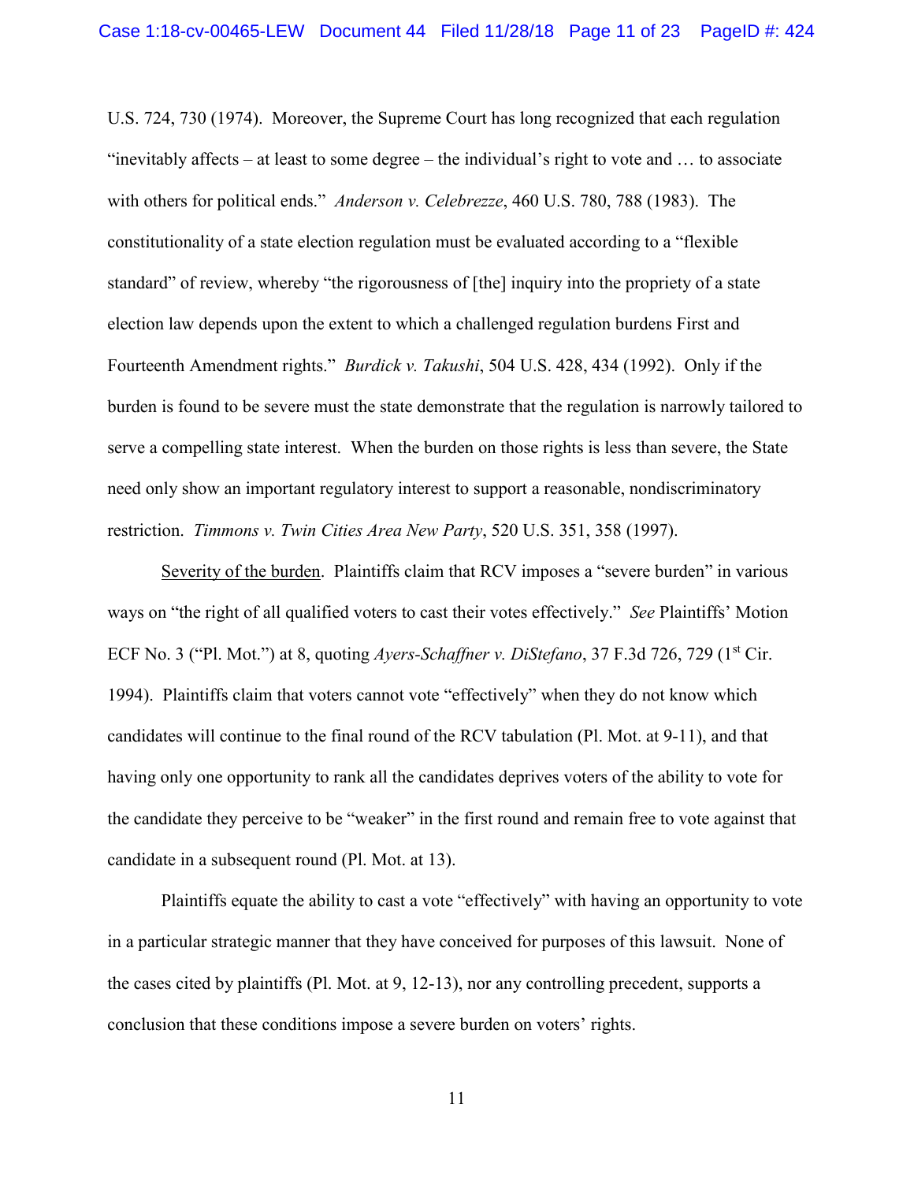U.S. 724, 730 (1974). Moreover, the Supreme Court has long recognized that each regulation "inevitably affects – at least to some degree – the individual's right to vote and … to associate with others for political ends." *Anderson v. Celebrezze*, 460 U.S. 780, 788 (1983). The constitutionality of a state election regulation must be evaluated according to a "flexible standard" of review, whereby "the rigorousness of [the] inquiry into the propriety of a state election law depends upon the extent to which a challenged regulation burdens First and Fourteenth Amendment rights." *Burdick v. Takushi*, 504 U.S. 428, 434 (1992). Only if the burden is found to be severe must the state demonstrate that the regulation is narrowly tailored to serve a compelling state interest. When the burden on those rights is less than severe, the State need only show an important regulatory interest to support a reasonable, nondiscriminatory restriction. *Timmons v. Twin Cities Area New Party*, 520 U.S. 351, 358 (1997).

<u>Severity of the burden</u>. Plaintiffs claim that RCV imposes a "severe burden" in various ways on "the right of all qualified voters to cast their votes effectively." *See* Plaintiffs' Motion ECF No. 3 ("Pl. Mot.") at 8, quoting *Ayers-Schaffner v. DiStefano*, 37 F.3d 726, 729 (1st Cir. 1994). Plaintiffs claim that voters cannot vote "effectively" when they do not know which candidates will continue to the final round of the RCV tabulation (Pl. Mot. at 9-11), and that having only one opportunity to rank all the candidates deprives voters of the ability to vote for the candidate they perceive to be "weaker" in the first round and remain free to vote against that candidate in a subsequent round (Pl. Mot. at 13).

Plaintiffs equate the ability to cast a vote "effectively" with having an opportunity to vote in a particular strategic manner that they have conceived for purposes of this lawsuit. None of the cases cited by plaintiffs (Pl. Mot. at 9, 12-13), nor any controlling precedent, supports a conclusion that these conditions impose a severe burden on voters' rights.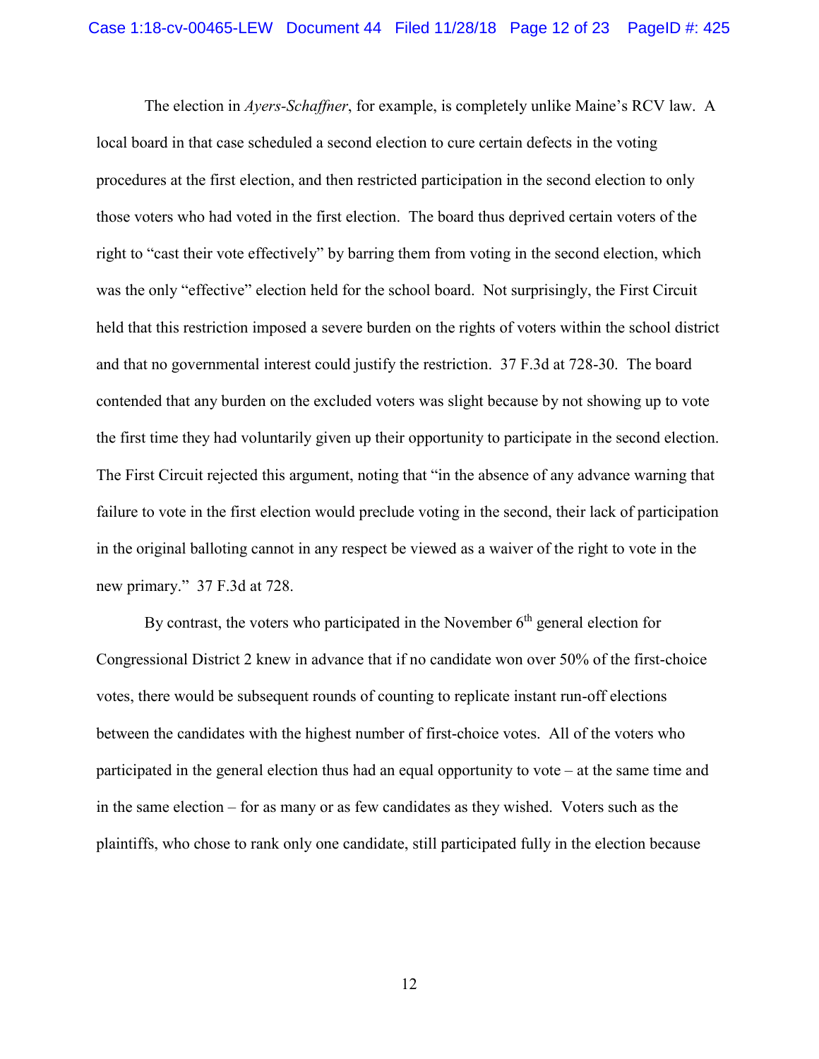The election in *Ayers-Schaffner*, for example, is completely unlike Maine's RCV law. A local board in that case scheduled a second election to cure certain defects in the voting procedures at the first election, and then restricted participation in the second election to only those voters who had voted in the first election. The board thus deprived certain voters of the right to "cast their vote effectively" by barring them from voting in the second election, which was the only "effective" election held for the school board. Not surprisingly, the First Circuit held that this restriction imposed a severe burden on the rights of voters within the school district and that no governmental interest could justify the restriction. 37 F.3d at 728-30. The board contended that any burden on the excluded voters was slight because by not showing up to vote the first time they had voluntarily given up their opportunity to participate in the second election. The First Circuit rejected this argument, noting that "in the absence of any advance warning that failure to vote in the first election would preclude voting in the second, their lack of participation in the original balloting cannot in any respect be viewed as a waiver of the right to vote in the new primary." 37 F.3d at 728.

By contrast, the voters who participated in the November 6th general election for Congressional District 2 knew in advance that if no candidate won over 50% of the first-choice votes, there would be subsequent rounds of counting to replicate instant run-off elections between the candidates with the highest number of first-choice votes. All of the voters who participated in the general election thus had an equal opportunity to vote – at the same time and in the same election – for as many or as few candidates as they wished. Voters such as the plaintiffs, who chose to rank only one candidate, still participated fully in the election because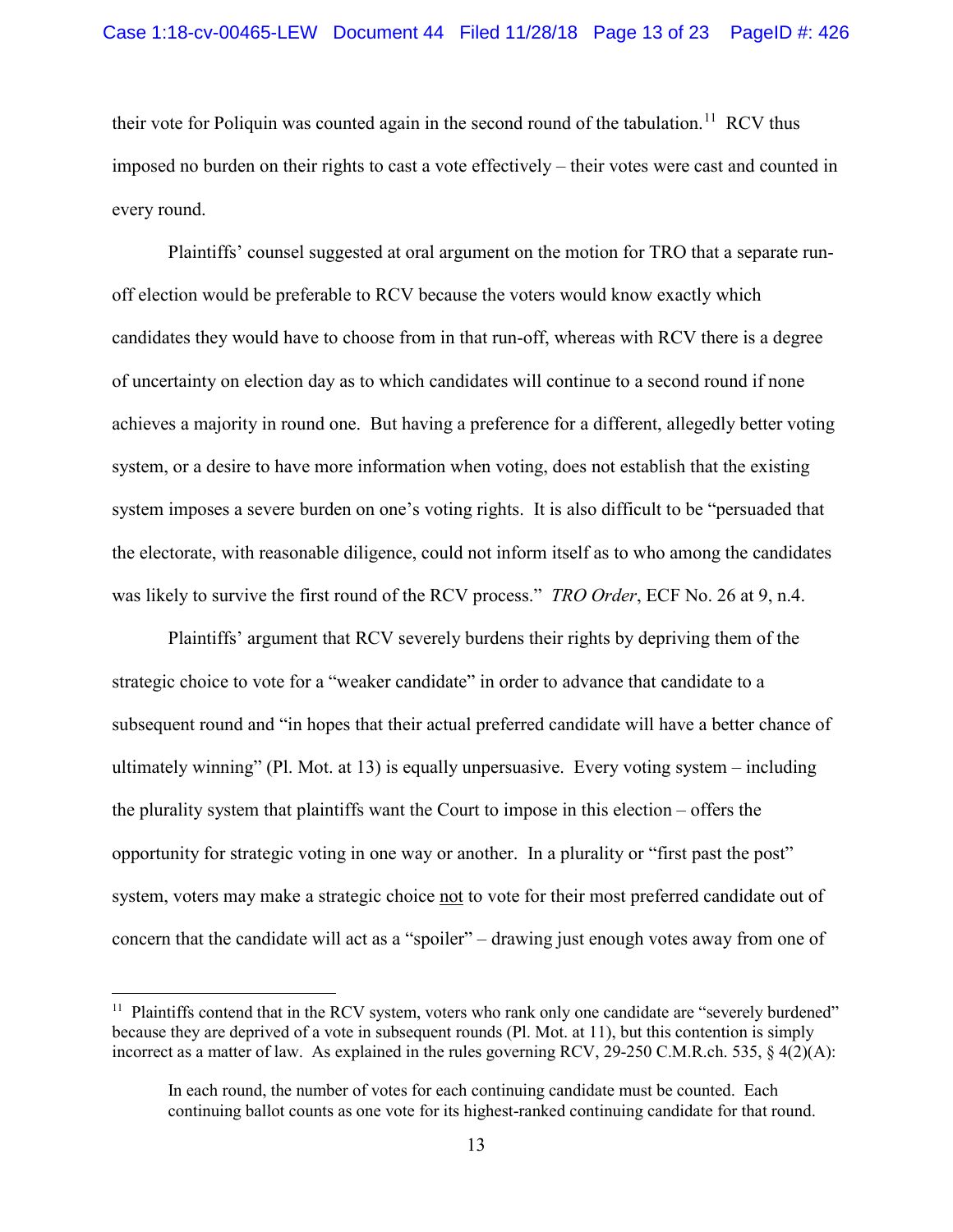their vote for Poliquin was counted again in the second round of the tabulation.[11] RCV thus imposed no burden on their rights to cast a vote effectively – their votes were cast and counted in every round.

Plaintiffs' counsel suggested at oral argument on the motion for TRO that a separate run-off election would be preferable to RCV because the voters would know exactly which candidates they would have to choose from in that run-off, whereas with RCV there is a degree of uncertainty on election day as to which candidates will continue to a second round if none achieves a majority in round one. But having a preference for a different, allegedly better voting system, or a desire to have more information when voting, does not establish that the existing system imposes a severe burden on one's voting rights. It is also difficult to be "persuaded that the electorate, with reasonable diligence, could not inform itself as to who among the candidates was likely to survive the first round of the RCV process." *TRO Order*, ECF No. 26 at 9, n.4.

Plaintiffs' argument that RCV severely burdens their rights by depriving them of the strategic choice to vote for a "weaker candidate" in order to advance that candidate to a subsequent round and "in hopes that their actual preferred candidate will have a better chance of ultimately winning" (Pl. Mot. at 13) is equally unpersuasive. Every voting system – including the plurality system that plaintiffs want the Court to impose in this election – offers the opportunity for strategic voting in one way or another. In a plurality or "first past the post" system, voters may make a strategic choice <u>not</u> to vote for their most preferred candidate out of concern that the candidate will act as a "spoiler" – drawing just enough votes away from one of

---

[11] Plaintiffs contend that in the RCV system, voters who rank only one candidate are "severely burdened" because they are deprived of a vote in subsequent rounds (Pl. Mot. at 11), but this contention is simply incorrect as a matter of law. As explained in the rules governing RCV, 29-250 C.M.R.ch. 535, § 4(2)(A):

> In each round, the number of votes for each continuing candidate must be counted. Each continuing ballot counts as one vote for its highest-ranked continuing candidate for that round.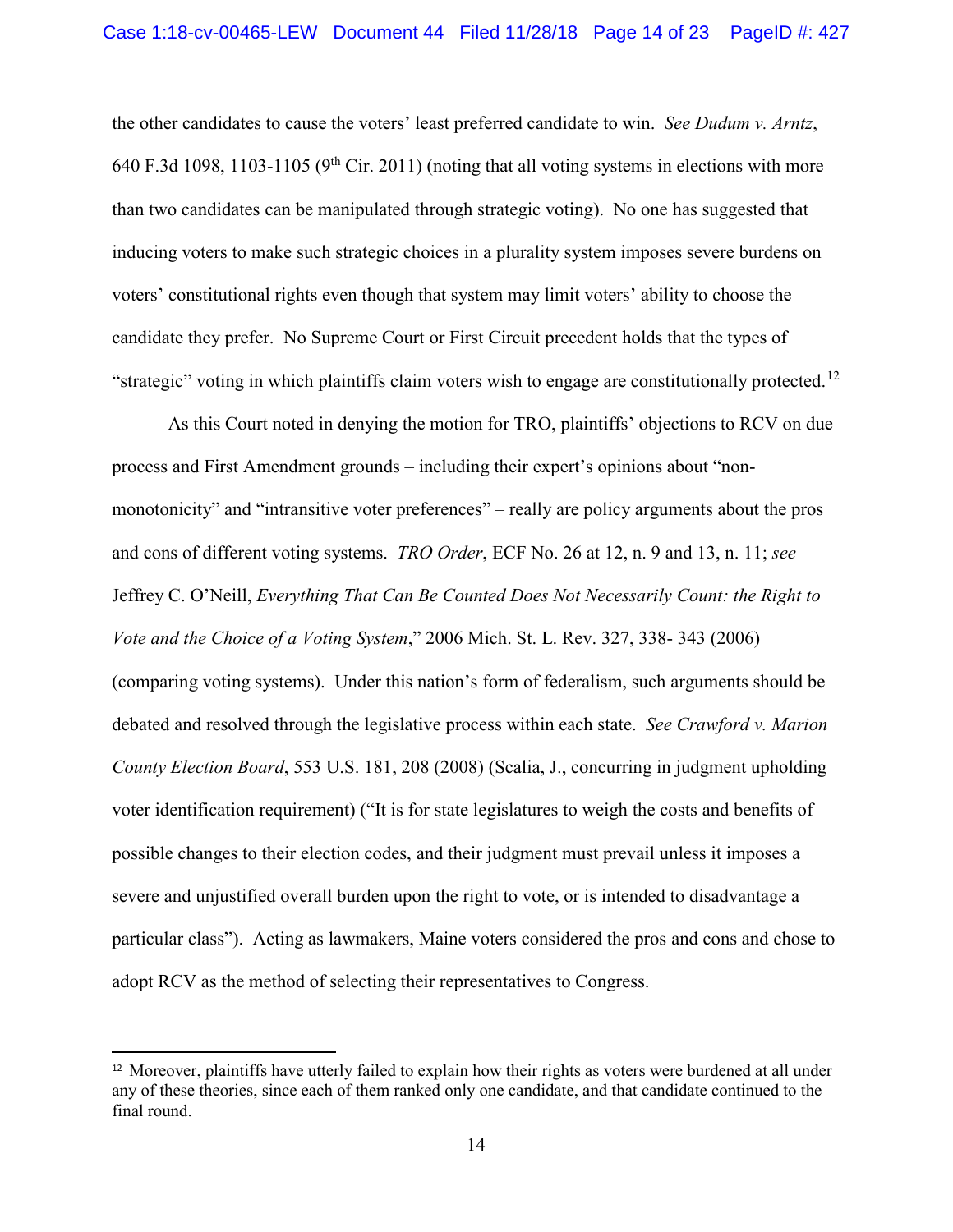the other candidates to cause the voters' least preferred candidate to win. *See Dudum v. Arntz*, 640 F.3d 1098, 1103-1105 (9th Cir. 2011) (noting that all voting systems in elections with more than two candidates can be manipulated through strategic voting). No one has suggested that inducing voters to make such strategic choices in a plurality system imposes severe burdens on voters' constitutional rights even though that system may limit voters' ability to choose the candidate they prefer. No Supreme Court or First Circuit precedent holds that the types of "strategic" voting in which plaintiffs claim voters wish to engage are constitutionally protected.[12]

As this Court noted in denying the motion for TRO, plaintiffs' objections to RCV on due process and First Amendment grounds – including their expert's opinions about "non-monotonicity" and "intransitive voter preferences" – really are policy arguments about the pros and cons of different voting systems. *TRO Order*, ECF No. 26 at 12, n. 9 and 13, n. 11; *see* Jeffrey C. O'Neill, *Everything That Can Be Counted Does Not Necessarily Count: the Right to Vote and the Choice of a Voting System*," 2006 Mich. St. L. Rev. 327, 338- 343 (2006) (comparing voting systems). Under this nation's form of federalism, such arguments should be debated and resolved through the legislative process within each state. *See Crawford v. Marion County Election Board*, 553 U.S. 181, 208 (2008) (Scalia, J., concurring in judgment upholding voter identification requirement) ("It is for state legislatures to weigh the costs and benefits of possible changes to their election codes, and their judgment must prevail unless it imposes a severe and unjustified overall burden upon the right to vote, or is intended to disadvantage a particular class"). Acting as lawmakers, Maine voters considered the pros and cons and chose to adopt RCV as the method of selecting their representatives to Congress.

---

[12] Moreover, plaintiffs have utterly failed to explain how their rights as voters were burdened at all under any of these theories, since each of them ranked only one candidate, and that candidate continued to the final round.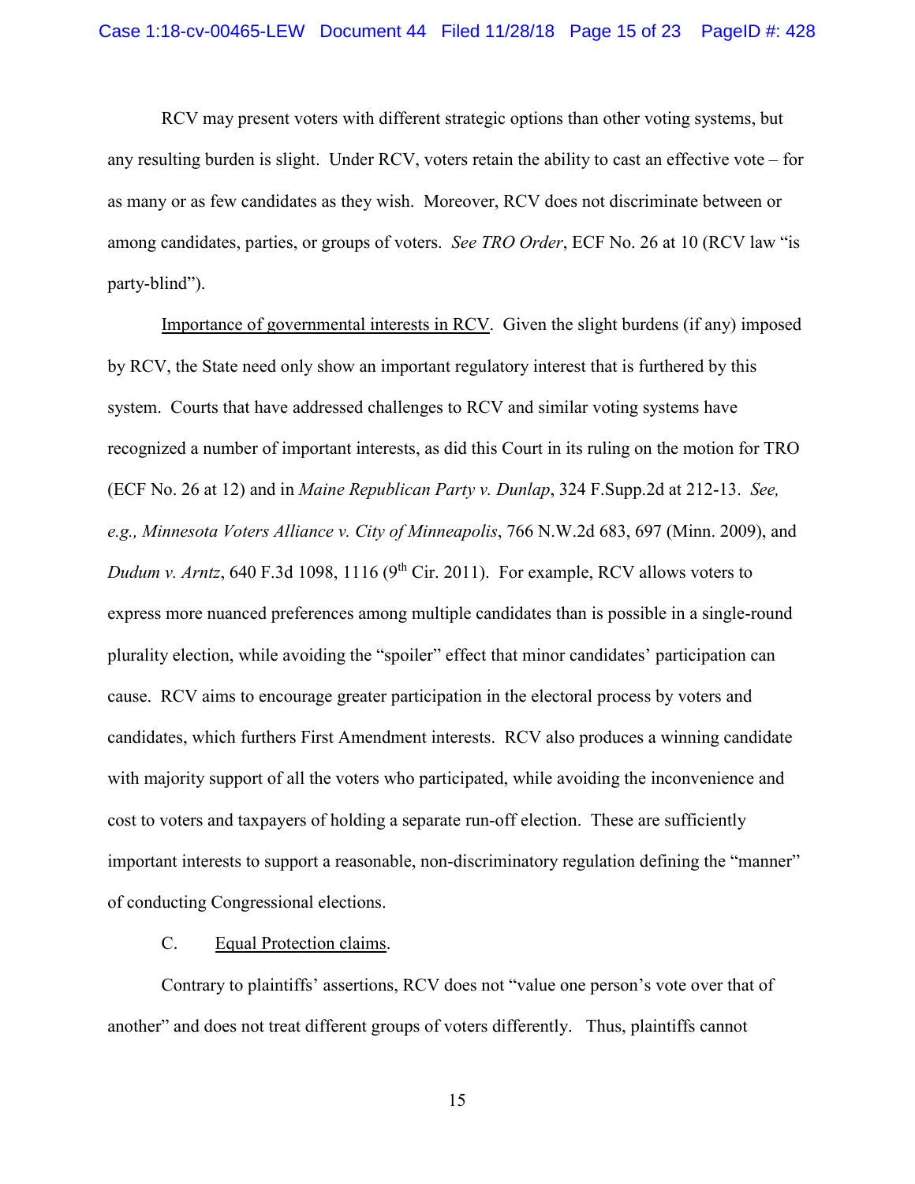RCV may present voters with different strategic options than other voting systems, but any resulting burden is slight. Under RCV, voters retain the ability to cast an effective vote – for as many or as few candidates as they wish. Moreover, RCV does not discriminate between or among candidates, parties, or groups of voters. *See TRO Order*, ECF No. 26 at 10 (RCV law "is party-blind").

Importance of governmental interests in RCV. Given the slight burdens (if any) imposed by RCV, the State need only show an important regulatory interest that is furthered by this system. Courts that have addressed challenges to RCV and similar voting systems have recognized a number of important interests, as did this Court in its ruling on the motion for TRO (ECF No. 26 at 12) and in *Maine Republican Party v. Dunlap*, 324 F.Supp.2d at 212-13. *See, e.g., Minnesota Voters Alliance v. City of Minneapolis*, 766 N.W.2d 683, 697 (Minn. 2009), and *Dudum v. Arntz*, 640 F.3d 1098, 1116 (9th Cir. 2011). For example, RCV allows voters to express more nuanced preferences among multiple candidates than is possible in a single-round plurality election, while avoiding the "spoiler" effect that minor candidates' participation can cause. RCV aims to encourage greater participation in the electoral process by voters and candidates, which furthers First Amendment interests. RCV also produces a winning candidate with majority support of all the voters who participated, while avoiding the inconvenience and cost to voters and taxpayers of holding a separate run-off election. These are sufficiently important interests to support a reasonable, non-discriminatory regulation defining the "manner" of conducting Congressional elections.

C. Equal Protection claims.

Contrary to plaintiffs' assertions, RCV does not "value one person's vote over that of another" and does not treat different groups of voters differently. Thus, plaintiffs cannot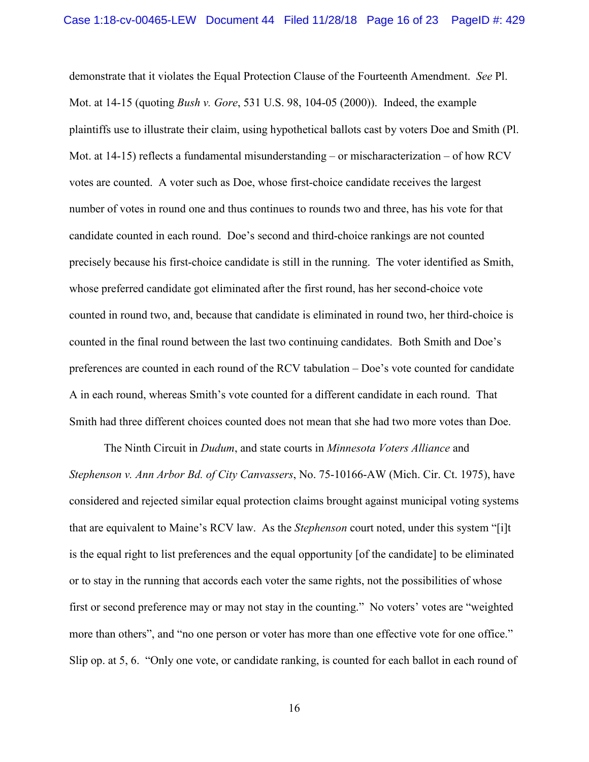demonstrate that it violates the Equal Protection Clause of the Fourteenth Amendment. *See* Pl. Mot. at 14-15 (quoting *Bush v. Gore*, 531 U.S. 98, 104-05 (2000)). Indeed, the example plaintiffs use to illustrate their claim, using hypothetical ballots cast by voters Doe and Smith (Pl. Mot. at 14-15) reflects a fundamental misunderstanding – or mischaracterization – of how RCV votes are counted. A voter such as Doe, whose first-choice candidate receives the largest number of votes in round one and thus continues to rounds two and three, has his vote for that candidate counted in each round. Doe's second and third-choice rankings are not counted precisely because his first-choice candidate is still in the running. The voter identified as Smith, whose preferred candidate got eliminated after the first round, has her second-choice vote counted in round two, and, because that candidate is eliminated in round two, her third-choice is counted in the final round between the last two continuing candidates. Both Smith and Doe's preferences are counted in each round of the RCV tabulation – Doe's vote counted for candidate A in each round, whereas Smith's vote counted for a different candidate in each round. That Smith had three different choices counted does not mean that she had two more votes than Doe.

The Ninth Circuit in *Dudum*, and state courts in *Minnesota Voters Alliance* and *Stephenson v. Ann Arbor Bd. of City Canvassers*, No. 75-10166-AW (Mich. Cir. Ct. 1975), have considered and rejected similar equal protection claims brought against municipal voting systems that are equivalent to Maine's RCV law. As the *Stephenson* court noted, under this system "[i]t is the equal right to list preferences and the equal opportunity [of the candidate] to be eliminated or to stay in the running that accords each voter the same rights, not the possibilities of whose first or second preference may or may not stay in the counting." No voters' votes are "weighted more than others", and "no one person or voter has more than one effective vote for one office." Slip op. at 5, 6. "Only one vote, or candidate ranking, is counted for each ballot in each round of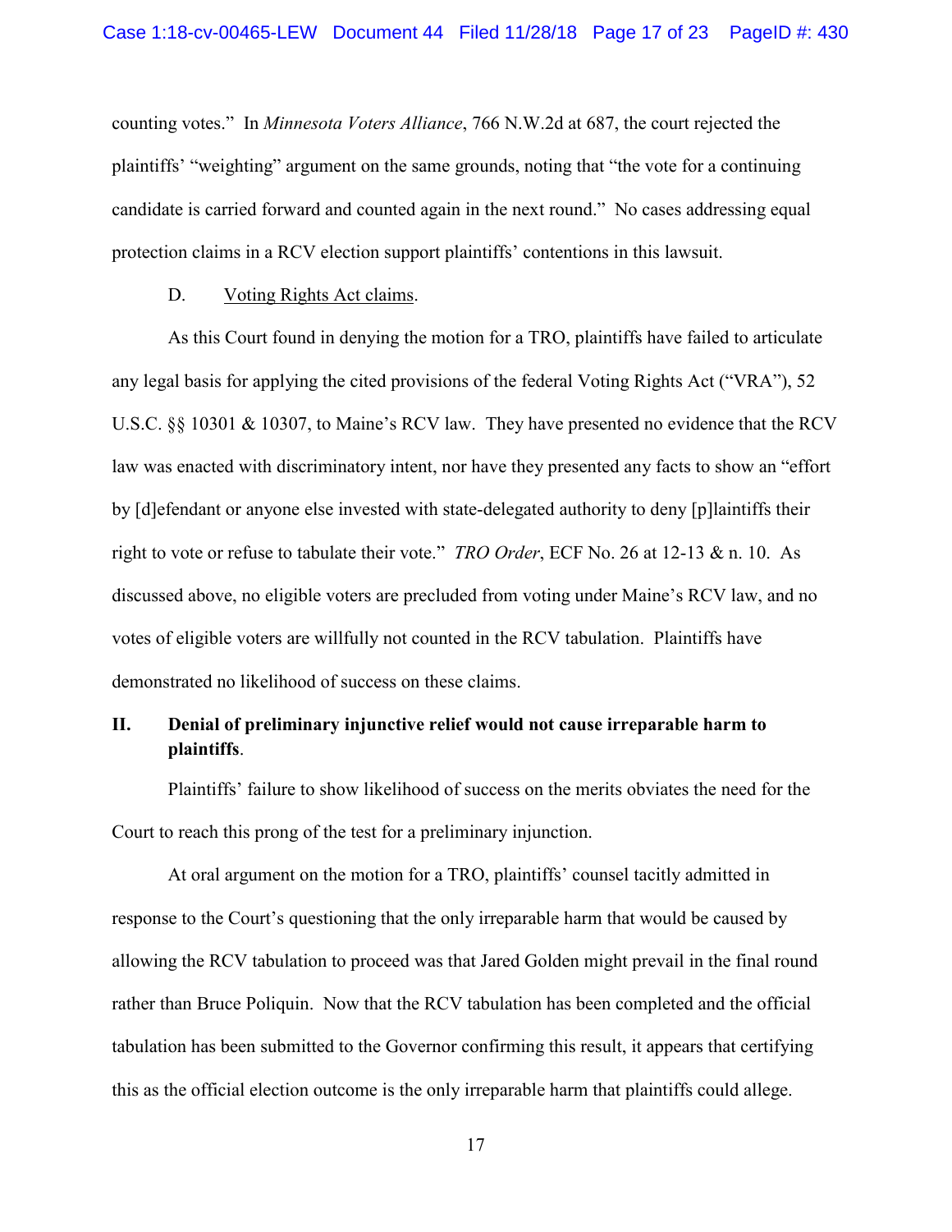counting votes." In *Minnesota Voters Alliance*, 766 N.W.2d at 687, the court rejected the plaintiffs' "weighting" argument on the same grounds, noting that "the vote for a continuing candidate is carried forward and counted again in the next round." No cases addressing equal protection claims in a RCV election support plaintiffs' contentions in this lawsuit.

D. Voting Rights Act claims.

As this Court found in denying the motion for a TRO, plaintiffs have failed to articulate any legal basis for applying the cited provisions of the federal Voting Rights Act ("VRA"), 52 U.S.C. §§ 10301 & 10307, to Maine's RCV law. They have presented no evidence that the RCV law was enacted with discriminatory intent, nor have they presented any facts to show an "effort by [d]efendant or anyone else invested with state-delegated authority to deny [p]laintiffs their right to vote or refuse to tabulate their vote." *TRO Order*, ECF No. 26 at 12-13 & n. 10. As discussed above, no eligible voters are precluded from voting under Maine's RCV law, and no votes of eligible voters are willfully not counted in the RCV tabulation. Plaintiffs have demonstrated no likelihood of success on these claims.

## II. Denial of preliminary injunctive relief would not cause irreparable harm to plaintiffs.

Plaintiffs' failure to show likelihood of success on the merits obviates the need for the Court to reach this prong of the test for a preliminary injunction.

At oral argument on the motion for a TRO, plaintiffs' counsel tacitly admitted in response to the Court's questioning that the only irreparable harm that would be caused by allowing the RCV tabulation to proceed was that Jared Golden might prevail in the final round rather than Bruce Poliquin. Now that the RCV tabulation has been completed and the official tabulation has been submitted to the Governor confirming this result, it appears that certifying this as the official election outcome is the only irreparable harm that plaintiffs could allege.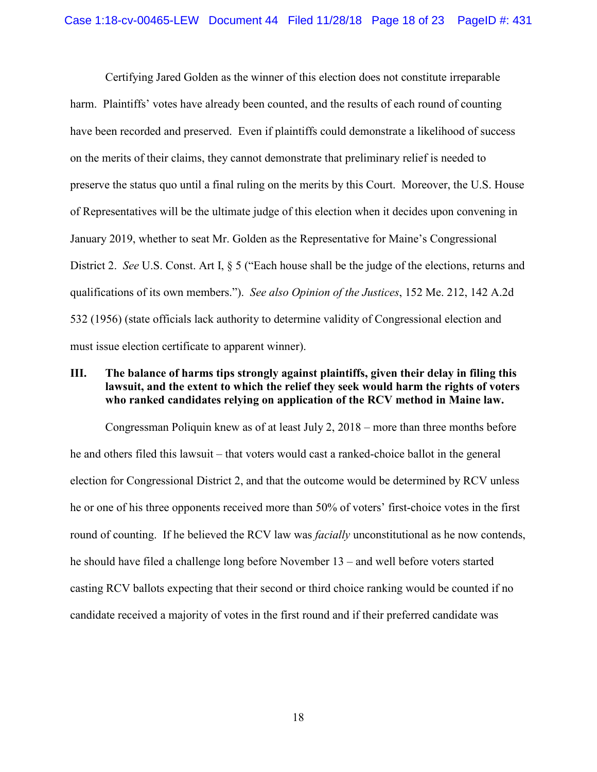Certifying Jared Golden as the winner of this election does not constitute irreparable harm. Plaintiffs' votes have already been counted, and the results of each round of counting have been recorded and preserved. Even if plaintiffs could demonstrate a likelihood of success on the merits of their claims, they cannot demonstrate that preliminary relief is needed to preserve the status quo until a final ruling on the merits by this Court. Moreover, the U.S. House of Representatives will be the ultimate judge of this election when it decides upon convening in January 2019, whether to seat Mr. Golden as the Representative for Maine's Congressional District 2. *See* U.S. Const. Art I, § 5 ("Each house shall be the judge of the elections, returns and qualifications of its own members."). *See also Opinion of the Justices*, 152 Me. 212, 142 A.2d 532 (1956) (state officials lack authority to determine validity of Congressional election and must issue election certificate to apparent winner).

## III. The balance of harms tips strongly against plaintiffs, given their delay in filing this lawsuit, and the extent to which the relief they seek would harm the rights of voters who ranked candidates relying on application of the RCV method in Maine law.

Congressman Poliquin knew as of at least July 2, 2018 – more than three months before he and others filed this lawsuit – that voters would cast a ranked-choice ballot in the general election for Congressional District 2, and that the outcome would be determined by RCV unless he or one of his three opponents received more than 50% of voters' first-choice votes in the first round of counting. If he believed the RCV law was *facially* unconstitutional as he now contends, he should have filed a challenge long before November 13 – and well before voters started casting RCV ballots expecting that their second or third choice ranking would be counted if no candidate received a majority of votes in the first round and if their preferred candidate was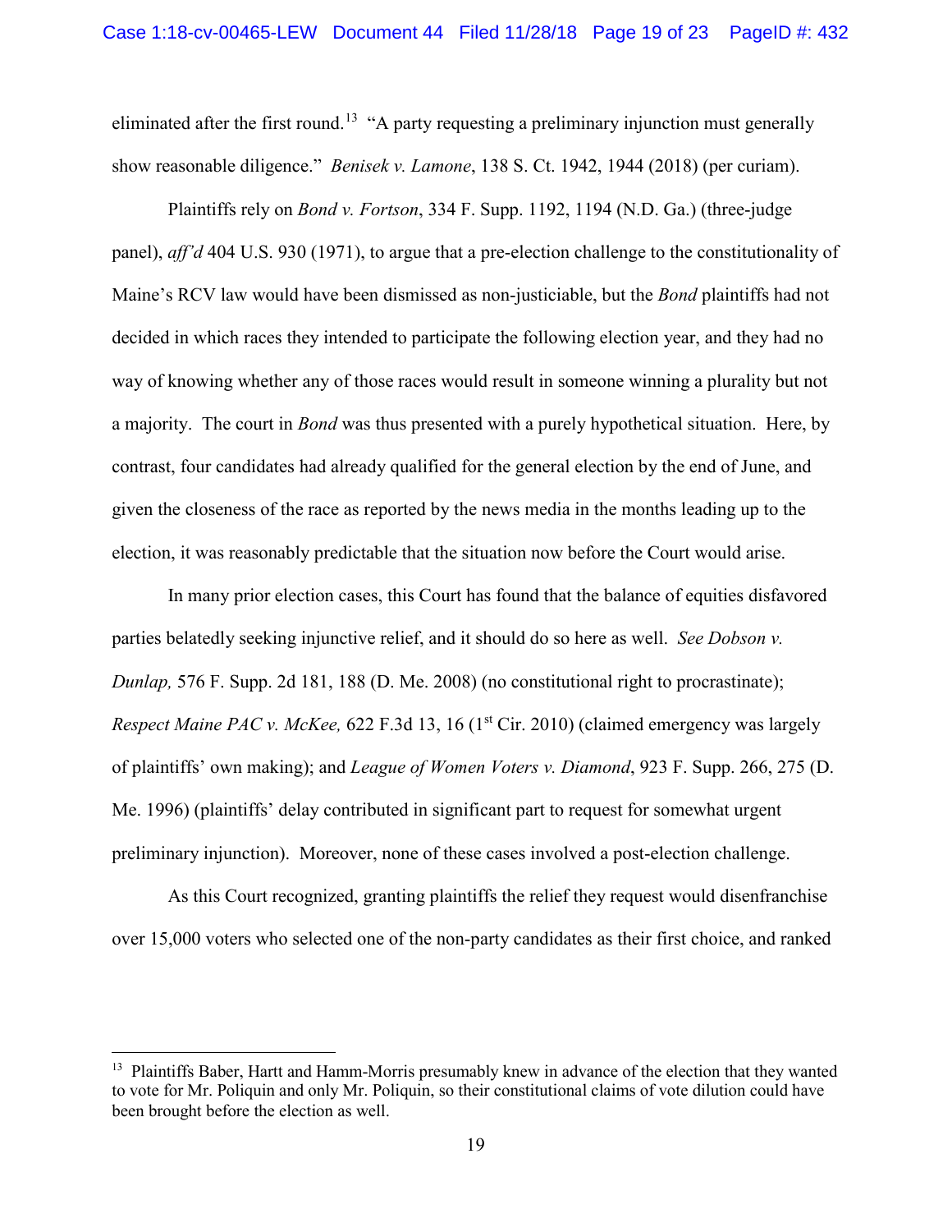eliminated after the first round.[13] "A party requesting a preliminary injunction must generally show reasonable diligence." *Benisek v. Lamone*, 138 S. Ct. 1942, 1944 (2018) (per curiam).

Plaintiffs rely on *Bond v. Fortson*, 334 F. Supp. 1192, 1194 (N.D. Ga.) (three-judge panel), *aff'd* 404 U.S. 930 (1971), to argue that a pre-election challenge to the constitutionality of Maine's RCV law would have been dismissed as non-justiciable, but the *Bond* plaintiffs had not decided in which races they intended to participate the following election year, and they had no way of knowing whether any of those races would result in someone winning a plurality but not a majority. The court in *Bond* was thus presented with a purely hypothetical situation. Here, by contrast, four candidates had already qualified for the general election by the end of June, and given the closeness of the race as reported by the news media in the months leading up to the election, it was reasonably predictable that the situation now before the Court would arise.

In many prior election cases, this Court has found that the balance of equities disfavored parties belatedly seeking injunctive relief, and it should do so here as well. *See Dobson v. Dunlap,* 576 F. Supp. 2d 181, 188 (D. Me. 2008) (no constitutional right to procrastinate); *Respect Maine PAC v. McKee,* 622 F.3d 13, 16 (1st Cir. 2010) (claimed emergency was largely of plaintiffs' own making); and *League of Women Voters v. Diamond*, 923 F. Supp. 266, 275 (D. Me. 1996) (plaintiffs' delay contributed in significant part to request for somewhat urgent preliminary injunction). Moreover, none of these cases involved a post-election challenge.

As this Court recognized, granting plaintiffs the relief they request would disenfranchise over 15,000 voters who selected one of the non-party candidates as their first choice, and ranked

---

[13] Plaintiffs Baber, Hartt and Hamm-Morris presumably knew in advance of the election that they wanted to vote for Mr. Poliquin and only Mr. Poliquin, so their constitutional claims of vote dilution could have been brought before the election as well.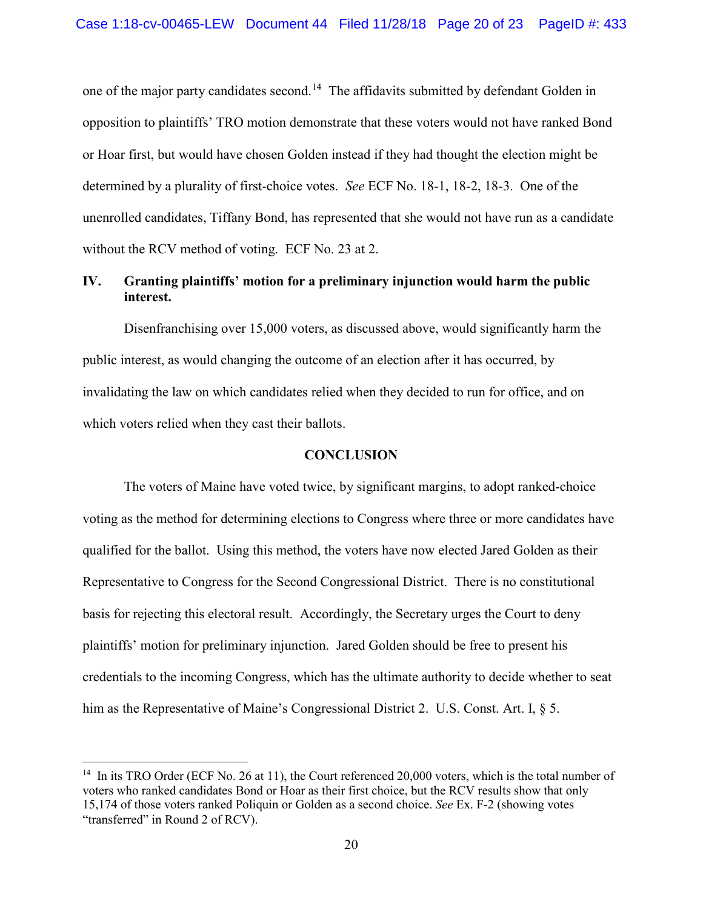one of the major party candidates second.[14] The affidavits submitted by defendant Golden in opposition to plaintiffs' TRO motion demonstrate that these voters would not have ranked Bond or Hoar first, but would have chosen Golden instead if they had thought the election might be determined by a plurality of first-choice votes. *See* ECF No. 18-1, 18-2, 18-3. One of the unenrolled candidates, Tiffany Bond, has represented that she would not have run as a candidate without the RCV method of voting. ECF No. 23 at 2.

## IV. Granting plaintiffs' motion for a preliminary injunction would harm the public interest.

Disenfranchising over 15,000 voters, as discussed above, would significantly harm the public interest, as would changing the outcome of an election after it has occurred, by invalidating the law on which candidates relied when they decided to run for office, and on which voters relied when they cast their ballots.

## CONCLUSION

The voters of Maine have voted twice, by significant margins, to adopt ranked-choice voting as the method for determining elections to Congress where three or more candidates have qualified for the ballot. Using this method, the voters have now elected Jared Golden as their Representative to Congress for the Second Congressional District. There is no constitutional basis for rejecting this electoral result. Accordingly, the Secretary urges the Court to deny plaintiffs' motion for preliminary injunction. Jared Golden should be free to present his credentials to the incoming Congress, which has the ultimate authority to decide whether to seat him as the Representative of Maine's Congressional District 2. U.S. Const. Art. I, § 5.

---

[14] In its TRO Order (ECF No. 26 at 11), the Court referenced 20,000 voters, which is the total number of voters who ranked candidates Bond or Hoar as their first choice, but the RCV results show that only 15,174 of those voters ranked Poliquin or Golden as a second choice. *See* Ex. F-2 (showing votes "transferred" in Round 2 of RCV).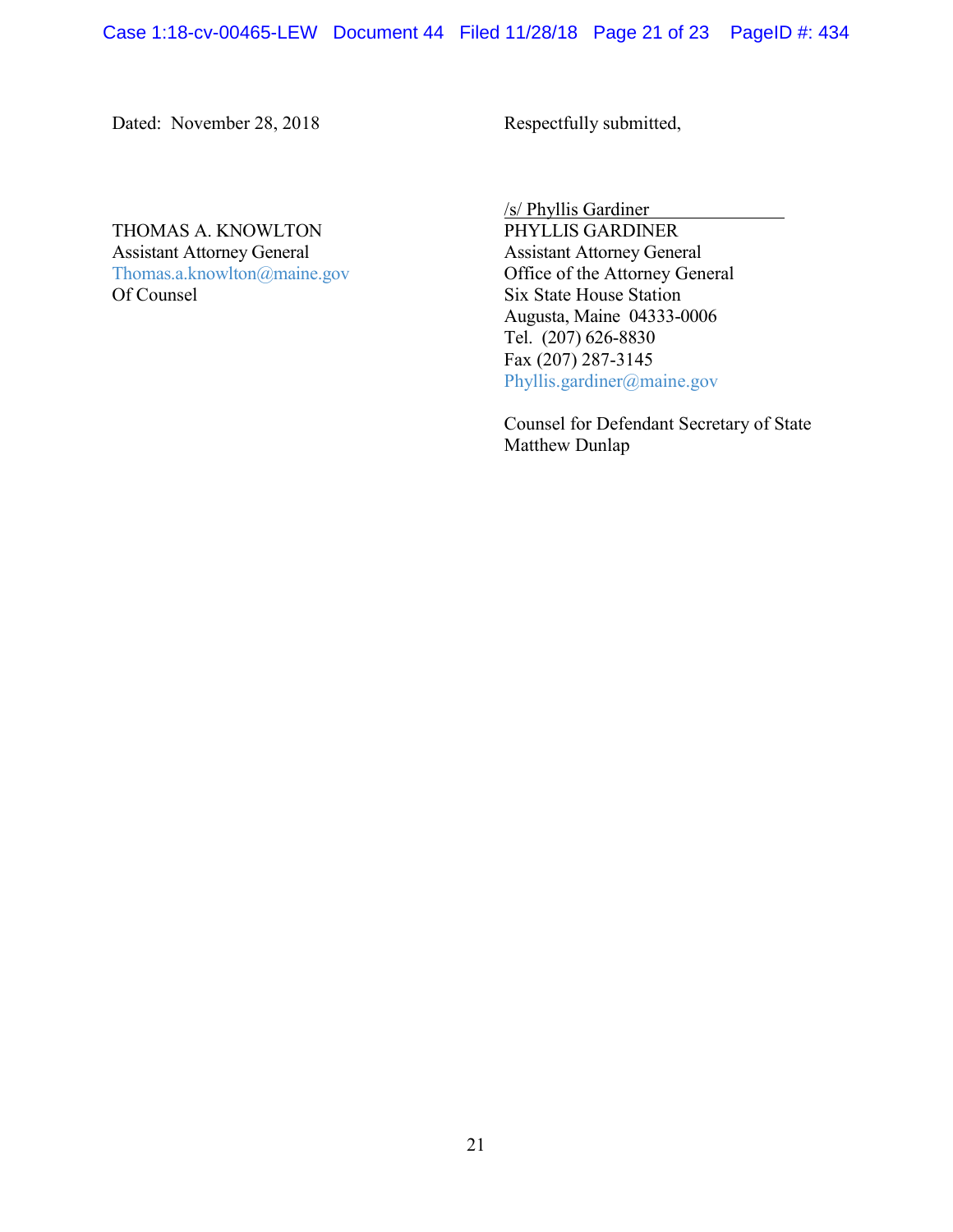Dated: November 28, 2018

Respectfully submitted,

/s/ Phyllis Gardiner
PHYLLIS GARDINER
Assistant Attorney General
Office of the Attorney General
Six State House Station
Augusta, Maine 04333-0006
Tel. (207) 626-8830
Fax (207) 287-3145
Phyllis.gardiner@maine.gov

Counsel for Defendant Secretary of State Matthew Dunlap

THOMAS A. KNOWLTON
Assistant Attorney General
Thomas.a.knowlton@maine.gov
Of Counsel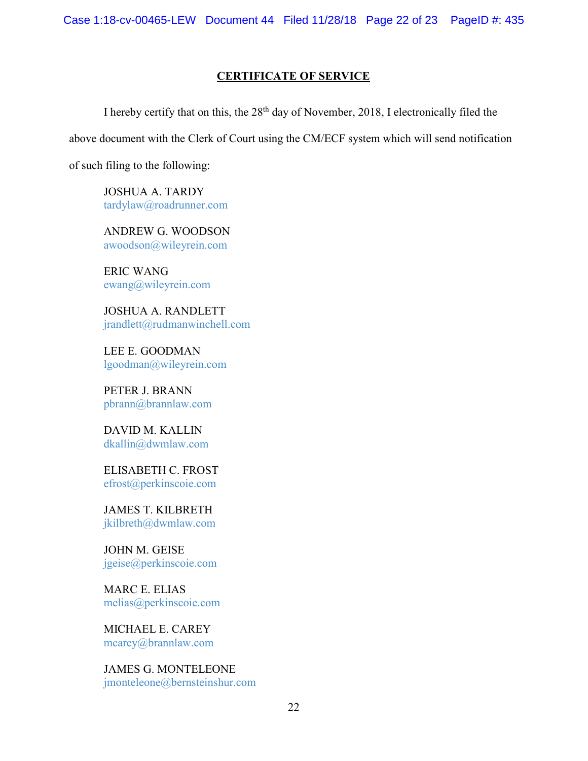## CERTIFICATE OF SERVICE

I hereby certify that on this, the 28th day of November, 2018, I electronically filed the above document with the Clerk of Court using the CM/ECF system which will send notification of such filing to the following:

JOSHUA A. TARDY
tardylaw@roadrunner.com

ANDREW G. WOODSON
awoodson@wileyrein.com

ERIC WANG
ewang@wileyrein.com

JOSHUA A. RANDLETT
jrandlett@rudmanwinchell.com

LEE E. GOODMAN
lgoodman@wileyrein.com

PETER J. BRANN
pbrann@brannlaw.com

DAVID M. KALLIN
dkallin@dwmlaw.com

ELISABETH C. FROST
efrost@perkinscoie.com

JAMES T. KILBRETH
jkilbreth@dwmlaw.com

JOHN M. GEISE
jgeise@perkinscoie.com

MARC E. ELIAS
melias@perkinscoie.com

MICHAEL E. CAREY
mcarey@brannlaw.com

JAMES G. MONTELEONE
jmonteleone@bernsteinshur.com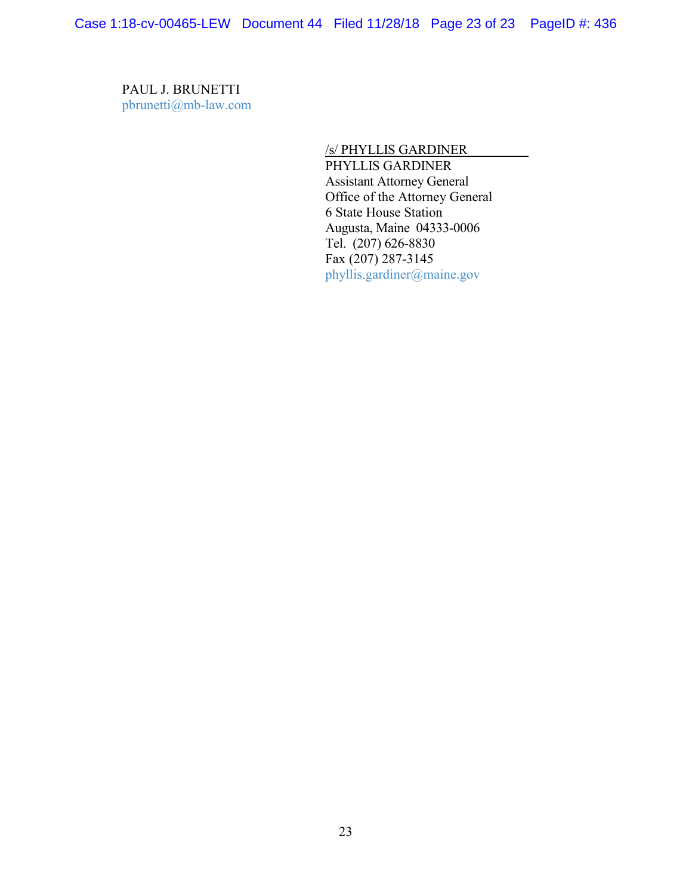PAUL J. BRUNETTI
pbrunetti@mb-law.com

/s/ PHYLLIS GARDINER
PHYLLIS GARDINER
Assistant Attorney General
Office of the Attorney General
6 State House Station
Augusta, Maine 04333-0006
Tel. (207) 626-8830
Fax (207) 287-3145
phyllis.gardiner@maine.gov